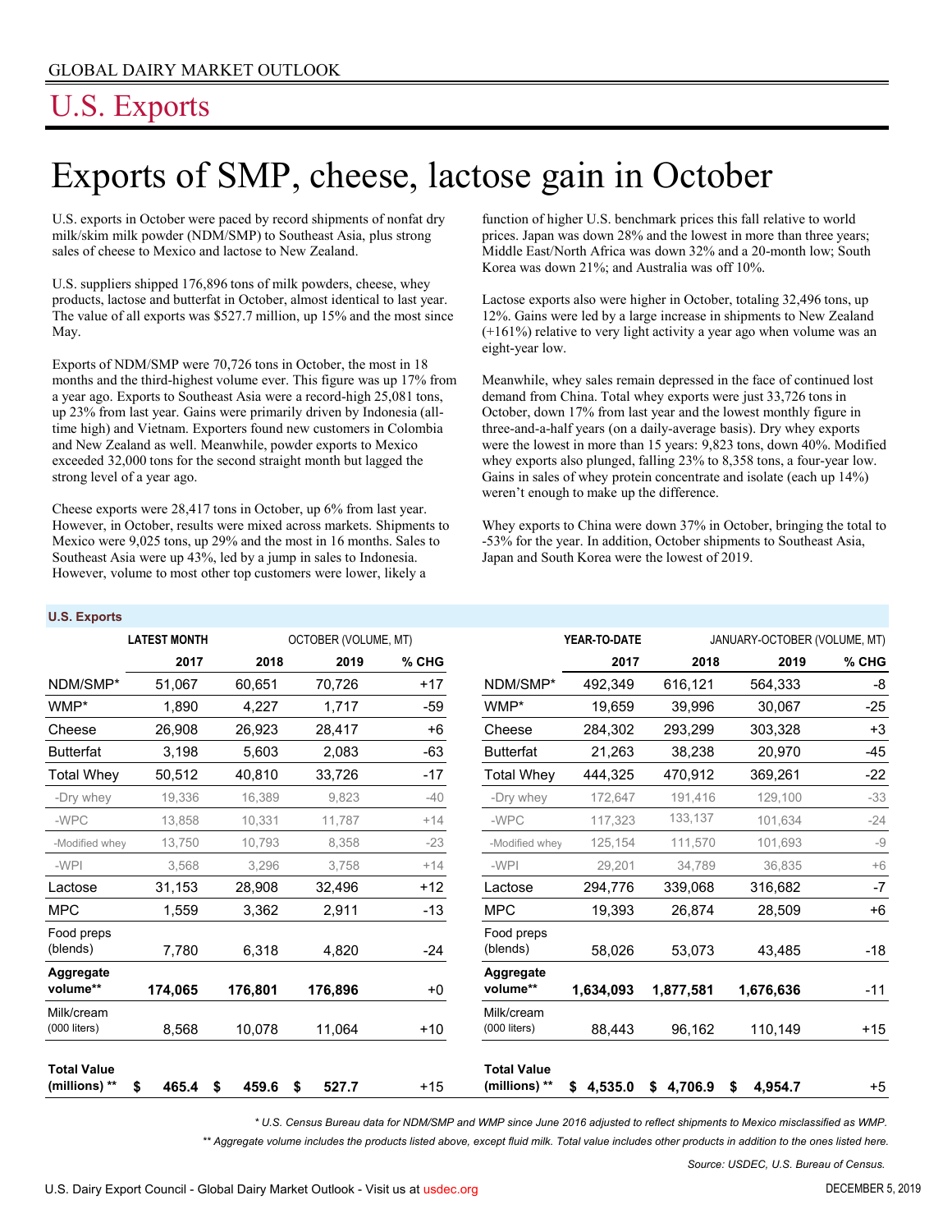GLOBAL DAIRY MARKET OUTLOOK

# U.S. Exports

## Exports of SMP, cheese, lactose gain in October

U.S. exports in October were paced by record shipments of nonfat dry milk/skim milk powder (NDM/SMP) to Southeast Asia, plus strong sales of cheese to Mexico and lactose to New Zealand.

U.S. suppliers shipped 176,896 tons of milk powders, cheese, whey products, lactose and butterfat in October, almost identical to last year. The value of all exports was $527.7 million, up 15% and the most since May.

Exports of NDM/SMP were 70,726 tons in October, the most in 18 months and the third-highest volume ever. This figure was up 17% from a year ago. Exports to Southeast Asia were a record-high 25,081 tons, up 23% from last year. Gains were primarily driven by Indonesia (all-time high) and Vietnam. Exporters found new customers in Colombia and New Zealand as well. Meanwhile, powder exports to Mexico exceeded 32,000 tons for the second straight month but lagged the strong level of a year ago.

Cheese exports were 28,417 tons in October, up 6% from last year. However, in October, results were mixed across markets. Shipments to Mexico were 9,025 tons, up 29% and the most in 16 months. Sales to Southeast Asia were up 43%, led by a jump in sales to Indonesia. However, volume to most other top customers were lower, likely a function of higher U.S. benchmark prices this fall relative to world prices. Japan was down 28% and the lowest in more than three years; Middle East/North Africa was down 32% and a 20-month low; South Korea was down 21%; and Australia was off 10%.

Lactose exports also were higher in October, totaling 32,496 tons, up 12%. Gains were led by a large increase in shipments to New Zealand (+161%) relative to very light activity a year ago when volume was an eight-year low.

Meanwhile, whey sales remain depressed in the face of continued lost demand from China. Total whey exports were just 33,726 tons in October, down 17% from last year and the lowest monthly figure in three-and-a-half years (on a daily-average basis). Dry whey exports were the lowest in more than 15 years: 9,823 tons, down 40%. Modified whey exports also plunged, falling 23% to 8,358 tons, a four-year low. Gains in sales of whey protein concentrate and isolate (each up 14%) weren't enough to make up the difference.

Whey exports to China were down 37% in October, bringing the total to -53% for the year. In addition, October shipments to Southeast Asia, Japan and South Korea were the lowest of 2019.

**U.S. Exports**

| | LATEST MONTH | OCTOBER (VOLUME, MT) | | | | YEAR-TO-DATE | JANUARY-OCTOBER (VOLUME, MT) | | |
|---|---|---|---|---|---|---|---|---|---|
| | 2017 | 2018 | 2019 | % CHG | | 2017 | 2018 | 2019 | % CHG |
| NDM/SMP* | 51,067 | 60,651 | 70,726 | +17 | NDM/SMP* | 492,349 | 616,121 | 564,333 | -8 |
| WMP* | 1,890 | 4,227 | 1,717 | -59 | WMP* | 19,659 | 39,996 | 30,067 | -25 |
| Cheese | 26,908 | 26,923 | 28,417 | +6 | Cheese | 284,302 | 293,299 | 303,328 | +3 |
| Butterfat | 3,198 | 5,603 | 2,083 | -63 | Butterfat | 21,263 | 38,238 | 20,970 | -45 |
| Total Whey | 50,512 | 40,810 | 33,726 | -17 | Total Whey | 444,325 | 470,912 | 369,261 | -22 |
| -Dry whey | 19,336 | 16,389 | 9,823 | -40 | -Dry whey | 172,647 | 191,416 | 129,100 | -33 |
| -WPC | 13,858 | 10,331 | 11,787 | +14 | -WPC | 117,323 | 133,137 | 101,634 | -24 |
| -Modified whey | 13,750 | 10,793 | 8,358 | -23 | -Modified whey | 125,154 | 111,570 | 101,693 | -9 |
| -WPI | 3,568 | 3,296 | 3,758 | +14 | -WPI | 29,201 | 34,789 | 36,835 | +6 |
| Lactose | 31,153 | 28,908 | 32,496 | +12 | Lactose | 294,776 | 339,068 | 316,682 | -7 |
| MPC | 1,559 | 3,362 | 2,911 | -13 | MPC | 19,393 | 26,874 | 28,509 | +6 |
| Food preps (blends) | 7,780 | 6,318 | 4,820 | -24 | Food preps (blends) | 58,026 | 53,073 | 43,485 | -18 |
| **Aggregate volume**** | **174,065** | **176,801** | **176,896** | +0 | **Aggregate volume**** | **1,634,093** | **1,877,581** | **1,676,636** | -11 |
| Milk/cream (000 liters) | 8,568 | 10,078 | 11,064 | +10 | Milk/cream (000 liters) | 88,443 | 96,162 | 110,149 | +15 |
| **Total Value (millions) **** | **$ 465.4** | **$ 459.6** | **$ 527.7** | +15 | **Total Value (millions) **** | **$ 4,535.0** | **$ 4,706.9** | **$ 4,954.7** | +5 |

*\* U.S. Census Bureau data for NDM/SMP and WMP since June 2016 adjusted to reflect shipments to Mexico misclassified as WMP.*

*\*\* Aggregate volume includes the products listed above, except fluid milk. Total value includes other products in addition to the ones listed here.*

*Source: USDEC, U.S. Bureau of Census.*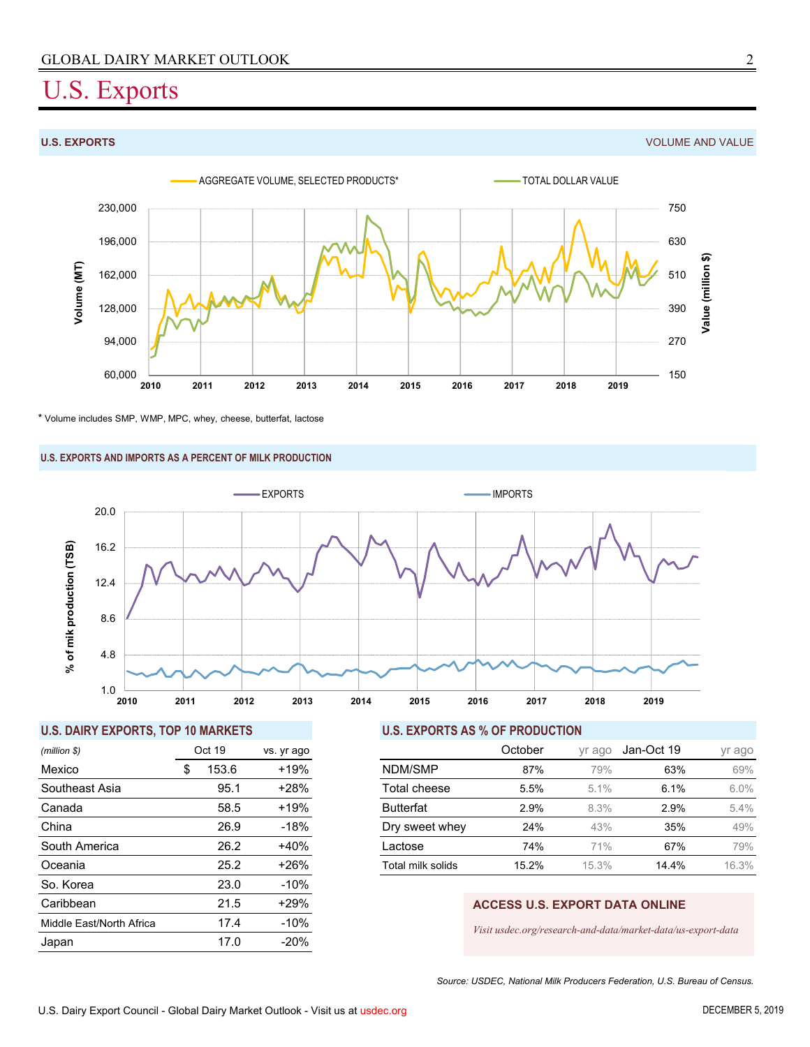# U.S. Exports

## U.S. EXPORTS — VOLUME AND VALUE

AGGREGATE VOLUME, SELECTED PRODUCTS* — TOTAL DOLLAR VALUE

\* Volume includes SMP, WMP, MPC, whey, cheese, butterfat, lactose

## U.S. EXPORTS AND IMPORTS AS A PERCENT OF MILK PRODUCTION

EXPORTS — IMPORTS

## U.S. DAIRY EXPORTS, TOP 10 MARKETS

| (million $) | Oct 19 | vs. yr ago |
|---|---|---|
| Mexico | $ 153.6 | +19% |
| Southeast Asia | 95.1 | +28% |
| Canada | 58.5 | +19% |
| China | 26.9 | -18% |
| South America | 26.2 | +40% |
| Oceania | 25.2 | +26% |
| So. Korea | 23.0 | -10% |
| Caribbean | 21.5 | +29% |
| Middle East/North Africa | 17.4 | -10% |
| Japan | 17.0 | -20% |

## U.S. EXPORTS AS % OF PRODUCTION

| | October | yr ago | Jan-Oct 19 | yr ago |
|---|---|---|---|---|
| NDM/SMP | 87% | 79% | 63% | 69% |
| Total cheese | 5.5% | 5.1% | 6.1% | 6.0% |
| Butterfat | 2.9% | 8.3% | 2.9% | 5.4% |
| Dry sweet whey | 24% | 43% | 35% | 49% |
| Lactose | 74% | 71% | 67% | 79% |
| Total milk solids | 15.2% | 15.3% | 14.4% | 16.3% |

**ACCESS U.S. EXPORT DATA ONLINE**

*Visit usdec.org/research-and-data/market-data/us-export-data*

*Source: USDEC, National Milk Producers Federation, U.S. Bureau of Census.*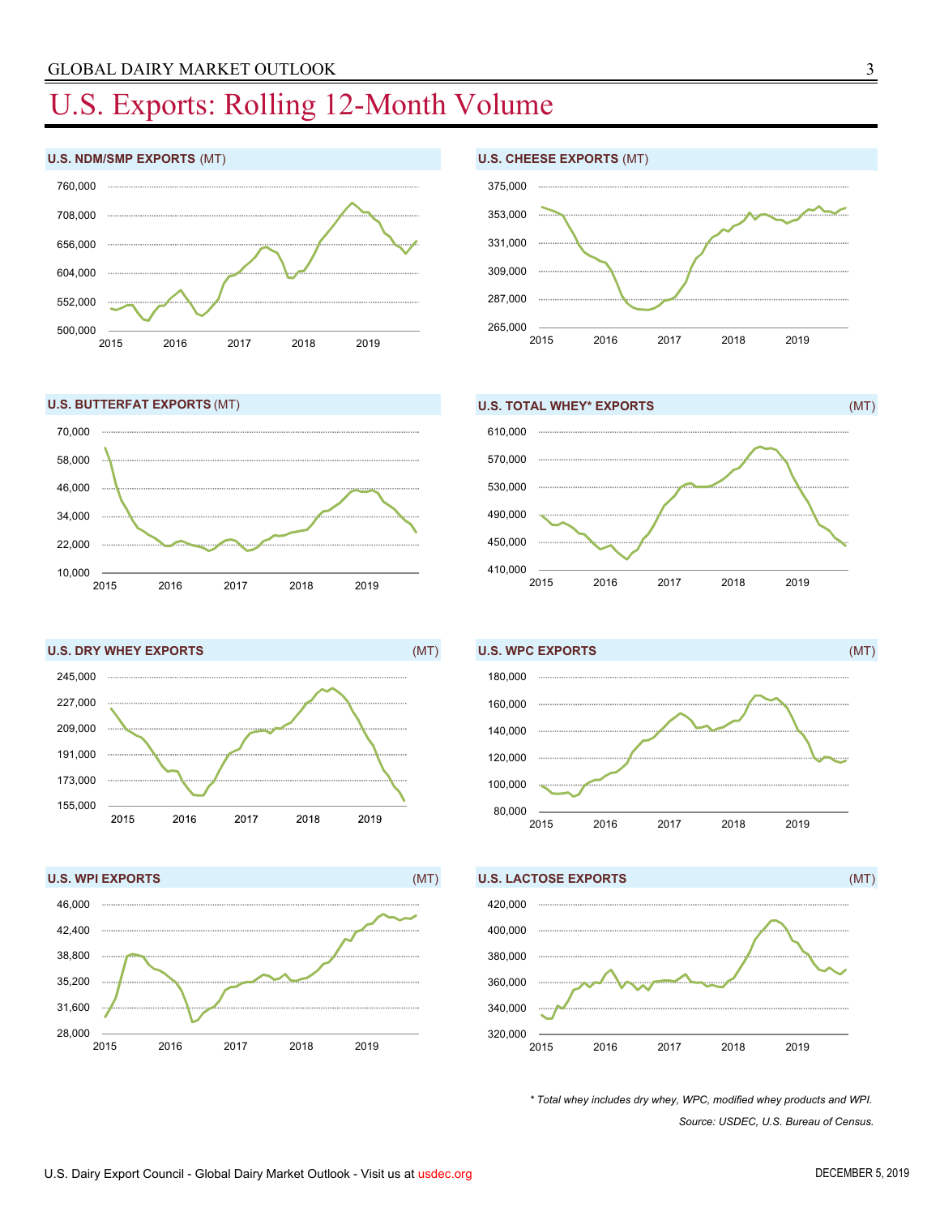# U.S. Exports: Rolling 12-Month Volume

### U.S. NDM/SMP EXPORTS (MT)

760,000
708,000
656,000
604,000
552,000
500,000
2015
2016
2017
2018
2019

### U.S. CHEESE EXPORTS (MT)

375,000
353,000
331,000
309,000
287,000
265,000
2015
2016
2017
2018
2019

### U.S. BUTTERFAT EXPORTS (MT)

70,000
58,000
46,000
34,000
22,000
10,000
2015
2016
2017
2018
2019

### U.S. TOTAL WHEY* EXPORTS (MT)

610,000
570,000
530,000
490,000
450,000
410,000
2015
2016
2017
2018
2019

### U.S. DRY WHEY EXPORTS (MT)

245,000
227,000
209,000
191,000
173,000
155,000
2015
2016
2017
2018
2019

### U.S. WPC EXPORTS (MT)

180,000
160,000
140,000
120,000
100,000
80,000
2015
2016
2017
2018
2019

### U.S. WPI EXPORTS (MT)

46,000
42,400
38,800
35,200
31,600
28,000
2015
2016
2017
2018
2019

### U.S. LACTOSE EXPORTS (MT)

420,000
400,000
380,000
360,000
340,000
320,000
2015
2016
2017
2018
2019

*\* Total whey includes dry whey, WPC, modified whey products and WPI.*

*Source: USDEC, U.S. Bureau of Census.*